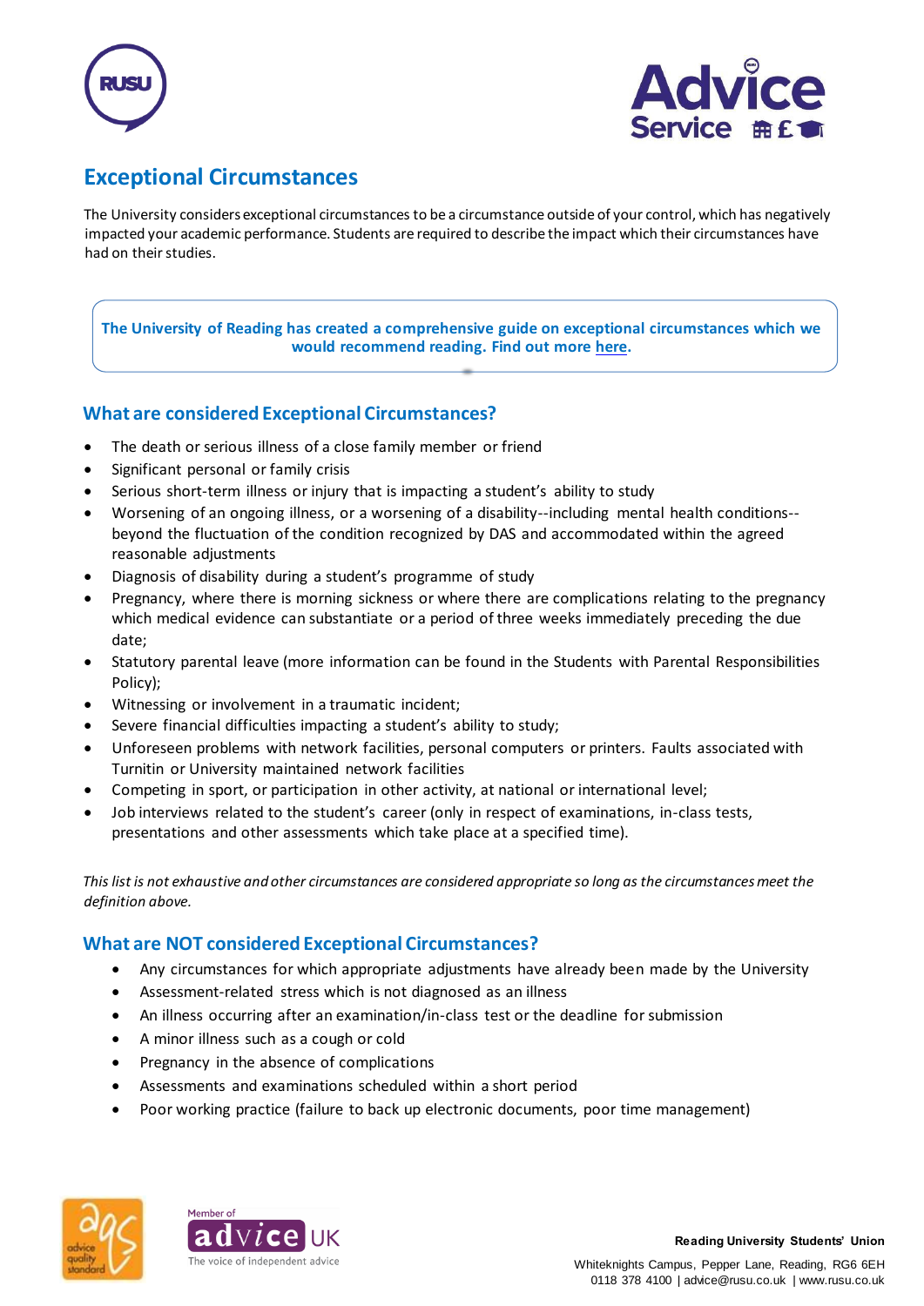# Exceptional Circumstances

The University considers exceptional circumstances to be a circumstance outside of your control, which has negatively impacted your academic performance. Students are required to describe the impact which their circumstances have had on their studies.

**The University of Reading has created a comprehensive guide on exceptional circumstances which we would recommend reading. Find out more here.**

## What are considered Exceptional Circumstances?

- The death or serious illness of a close family member or friend
- Significant personal or family crisis
- Serious short-term illness or injury that is impacting a student's ability to study
- Worsening of an ongoing illness, or a worsening of a disability--including mental health conditions--beyond the fluctuation of the condition recognized by DAS and accommodated within the agreed reasonable adjustments
- Diagnosis of disability during a student's programme of study
- Pregnancy, where there is morning sickness or where there are complications relating to the pregnancy which medical evidence can substantiate or a period of three weeks immediately preceding the due date;
- Statutory parental leave (more information can be found in the Students with Parental Responsibilities Policy);
- Witnessing or involvement in a traumatic incident;
- Severe financial difficulties impacting a student's ability to study;
- Unforeseen problems with network facilities, personal computers or printers. Faults associated with Turnitin or University maintained network facilities
- Competing in sport, or participation in other activity, at national or international level;
- Job interviews related to the student's career (only in respect of examinations, in-class tests, presentations and other assessments which take place at a specified time).

*This list is not exhaustive and other circumstances are considered appropriate so long as the circumstances meet the definition above.*

## What are NOT considered Exceptional Circumstances?

- Any circumstances for which appropriate adjustments have already been made by the University
- Assessment-related stress which is not diagnosed as an illness
- An illness occurring after an examination/in-class test or the deadline for submission
- A minor illness such as a cough or cold
- Pregnancy in the absence of complications
- Assessments and examinations scheduled within a short period
- Poor working practice (failure to back up electronic documents, poor time management)

**Reading University Students' Union**

Whiteknights Campus, Pepper Lane, Reading, RG6 6EH
0118 378 4100 | advice@rusu.co.uk | www.rusu.co.uk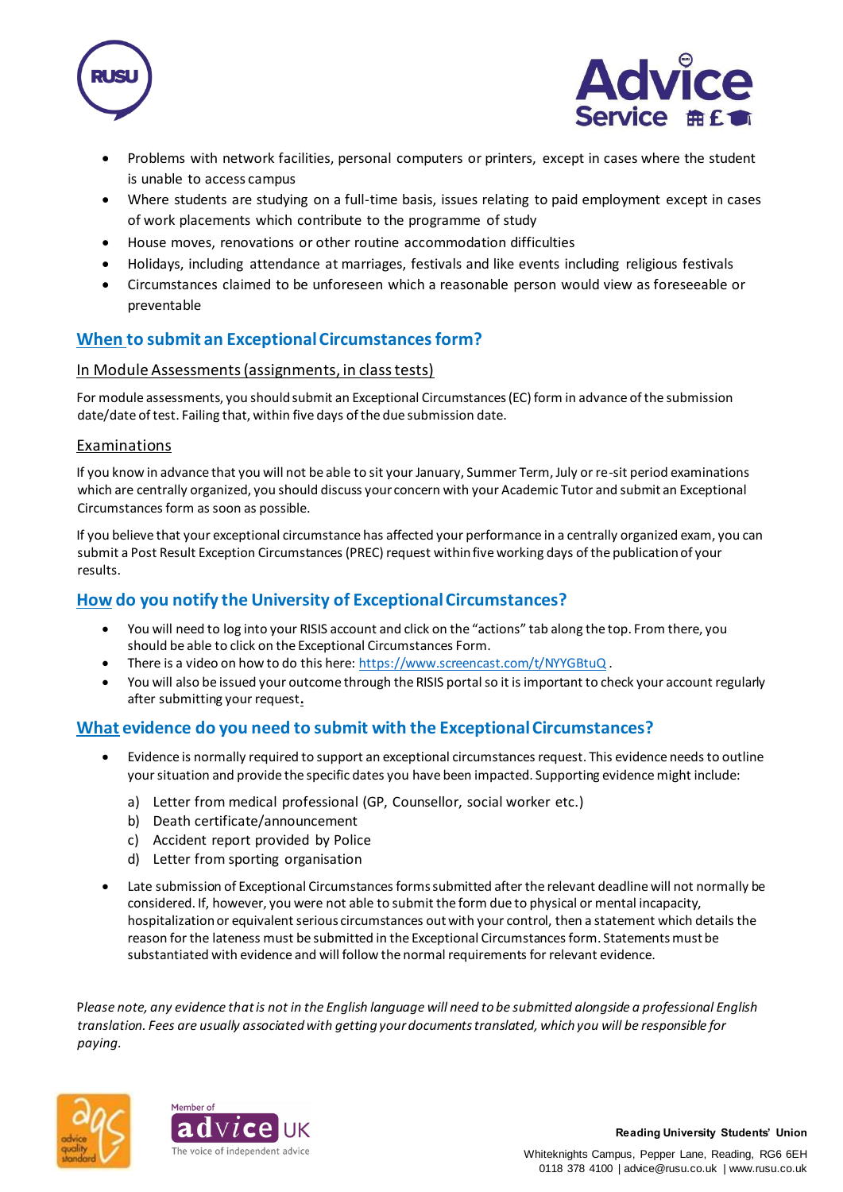- Problems with network facilities, personal computers or printers, except in cases where the student is unable to access campus
- Where students are studying on a full-time basis, issues relating to paid employment except in cases of work placements which contribute to the programme of study
- House moves, renovations or other routine accommodation difficulties
- Holidays, including attendance at marriages, festivals and like events including religious festivals
- Circumstances claimed to be unforeseen which a reasonable person would view as foreseeable or preventable

## When to submit an Exceptional Circumstances form?

### In Module Assessments (assignments, in class tests)

For module assessments, you should submit an Exceptional Circumstances (EC) form in advance of the submission date/date of test. Failing that, within five days of the due submission date.

### Examinations

If you know in advance that you will not be able to sit your January, Summer Term, July or re-sit period examinations which are centrally organized, you should discuss your concern with your Academic Tutor and submit an Exceptional Circumstances form as soon as possible.

If you believe that your exceptional circumstance has affected your performance in a centrally organized exam, you can submit a Post Result Exception Circumstances (PREC) request within five working days of the publication of your results.

## How do you notify the University of Exceptional Circumstances?

- You will need to log into your RISIS account and click on the "actions" tab along the top. From there, you should be able to click on the Exceptional Circumstances Form.
- There is a video on how to do this here: https://www.screencast.com/t/NYYGBtuQ .
- You will also be issued your outcome through the RISIS portal so it is important to check your account regularly after submitting your request.

## What evidence do you need to submit with the Exceptional Circumstances?

- Evidence is normally required to support an exceptional circumstances request. This evidence needs to outline your situation and provide the specific dates you have been impacted. Supporting evidence might include:
  a) Letter from medical professional (GP, Counsellor, social worker etc.)
  b) Death certificate/announcement
  c) Accident report provided by Police
  d) Letter from sporting organisation
- Late submission of Exceptional Circumstances forms submitted after the relevant deadline will not normally be considered. If, however, you were not able to submit the form due to physical or mental incapacity, hospitalization or equivalent serious circumstances out with your control, then a statement which details the reason for the lateness must be submitted in the Exceptional Circumstances form. Statements must be substantiated with evidence and will follow the normal requirements for relevant evidence.

*Please note, any evidence that is not in the English language will need to be submitted alongside a professional English translation. Fees are usually associated with getting your documents translated, which you will be responsible for paying.*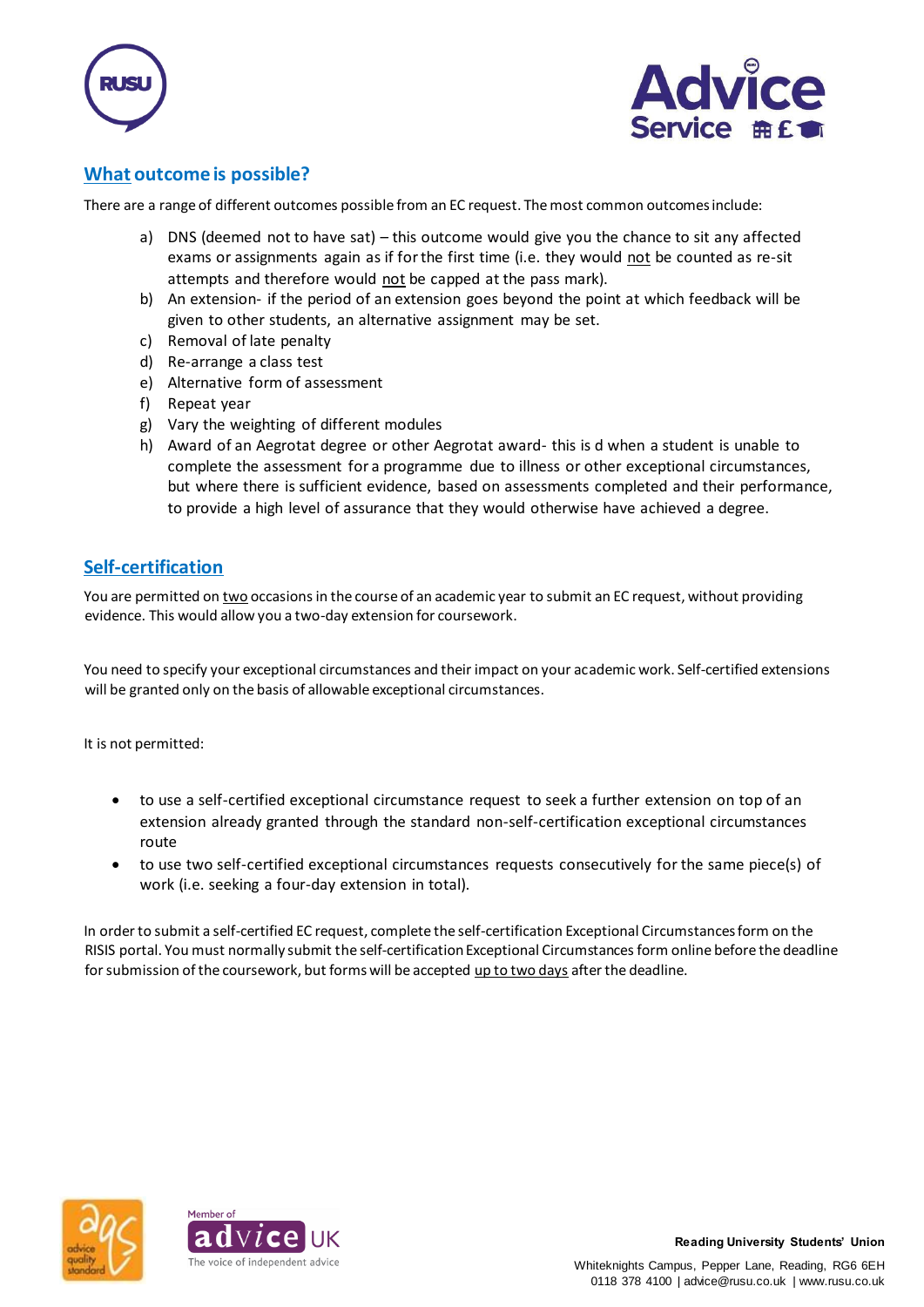## What outcome is possible?

There are a range of different outcomes possible from an EC request. The most common outcomes include:

a) DNS (deemed not to have sat) – this outcome would give you the chance to sit any affected exams or assignments again as if for the first time (i.e. they would not be counted as re-sit attempts and therefore would not be capped at the pass mark).
b) An extension- if the period of an extension goes beyond the point at which feedback will be given to other students, an alternative assignment may be set.
c) Removal of late penalty
d) Re-arrange a class test
e) Alternative form of assessment
f) Repeat year
g) Vary the weighting of different modules
h) Award of an Aegrotat degree or other Aegrotat award- this is d when a student is unable to complete the assessment for a programme due to illness or other exceptional circumstances, but where there is sufficient evidence, based on assessments completed and their performance, to provide a high level of assurance that they would otherwise have achieved a degree.

## Self-certification

You are permitted on two occasions in the course of an academic year to submit an EC request, without providing evidence. This would allow you a two-day extension for coursework.

You need to specify your exceptional circumstances and their impact on your academic work. Self-certified extensions will be granted only on the basis of allowable exceptional circumstances.

It is not permitted:

- to use a self-certified exceptional circumstance request to seek a further extension on top of an extension already granted through the standard non-self-certification exceptional circumstances route
- to use two self-certified exceptional circumstances requests consecutively for the same piece(s) of work (i.e. seeking a four-day extension in total).

In order to submit a self-certified EC request, complete the self-certification Exceptional Circumstances form on the RISIS portal. You must normally submit the self-certification Exceptional Circumstances form online before the deadline for submission of the coursework, but forms will be accepted up to two days after the deadline.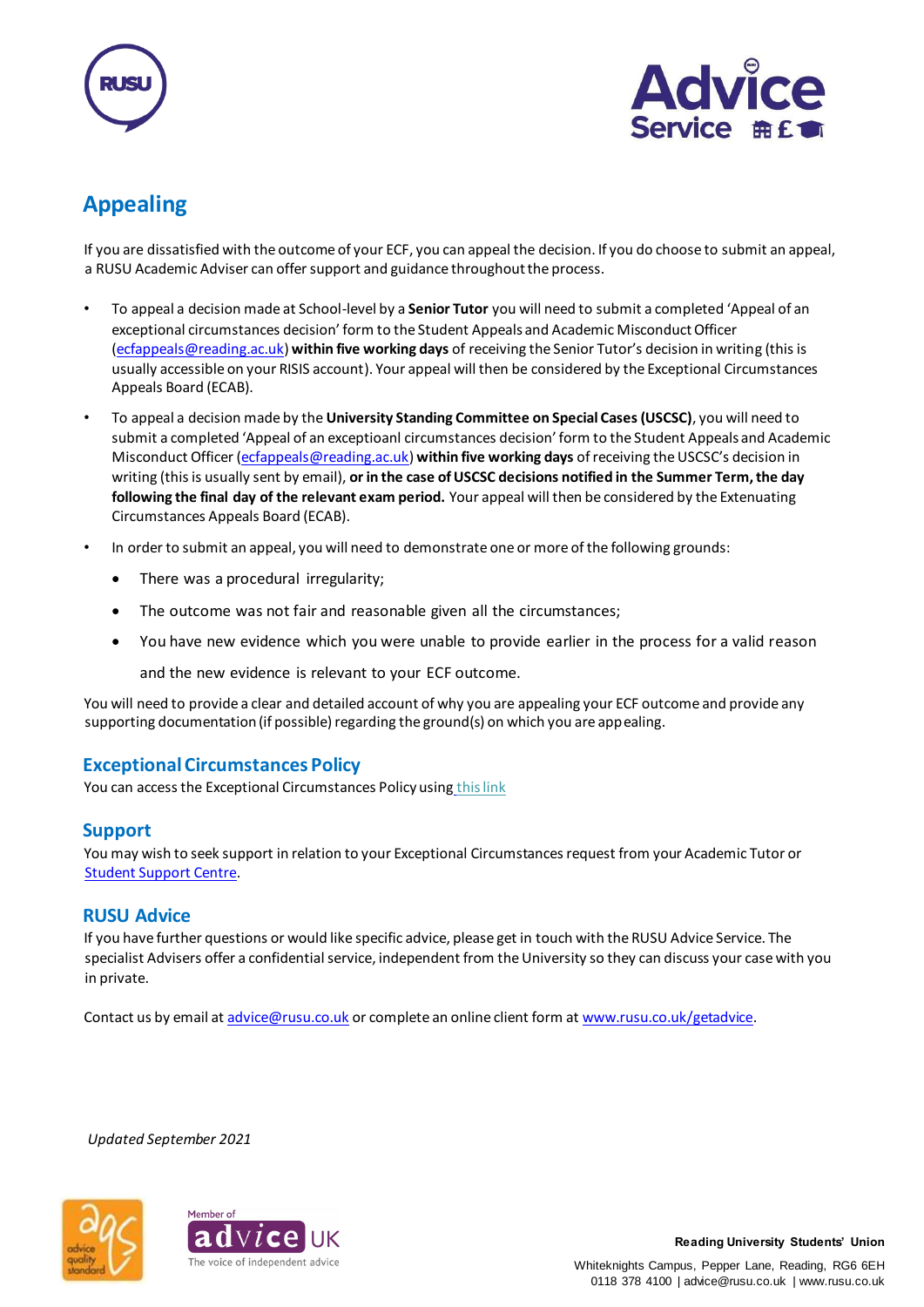## Appealing

If you are dissatisfied with the outcome of your ECF, you can appeal the decision. If you do choose to submit an appeal, a RUSU Academic Adviser can offer support and guidance throughout the process.

- To appeal a decision made at School-level by a **Senior Tutor** you will need to submit a completed 'Appeal of an exceptional circumstances decision' form to the Student Appeals and Academic Misconduct Officer (ecfappeals@reading.ac.uk) **within five working days** of receiving the Senior Tutor's decision in writing (this is usually accessible on your RISIS account). Your appeal will then be considered by the Exceptional Circumstances Appeals Board (ECAB).
- To appeal a decision made by the **University Standing Committee on Special Cases (USCSC)**, you will need to submit a completed 'Appeal of an exceptioanl circumstances decision' form to the Student Appeals and Academic Misconduct Officer (ecfappeals@reading.ac.uk) **within five working days** of receiving the USCSC's decision in writing (this is usually sent by email), **or in the case of USCSC decisions notified in the Summer Term, the day following the final day of the relevant exam period.** Your appeal will then be considered by the Extenuating Circumstances Appeals Board (ECAB).
- In order to submit an appeal, you will need to demonstrate one or more of the following grounds:
  - There was a procedural irregularity;
  - The outcome was not fair and reasonable given all the circumstances;
  - You have new evidence which you were unable to provide earlier in the process for a valid reason and the new evidence is relevant to your ECF outcome.

You will need to provide a clear and detailed account of why you are appealing your ECF outcome and provide any supporting documentation (if possible) regarding the ground(s) on which you are appealing.

### Exceptional Circumstances Policy

You can access the Exceptional Circumstances Policy using this link

### Support

You may wish to seek support in relation to your Exceptional Circumstances request from your Academic Tutor or Student Support Centre.

### RUSU Advice

If you have further questions or would like specific advice, please get in touch with the RUSU Advice Service. The specialist Advisers offer a confidential service, independent from the University so they can discuss your case with you in private.

Contact us by email at advice@rusu.co.uk or complete an online client form at www.rusu.co.uk/getadvice.

*Updated September 2021*

**Reading University Students' Union**

Whiteknights Campus, Pepper Lane, Reading, RG6 6EH
0118 378 4100 | advice@rusu.co.uk | www.rusu.co.uk